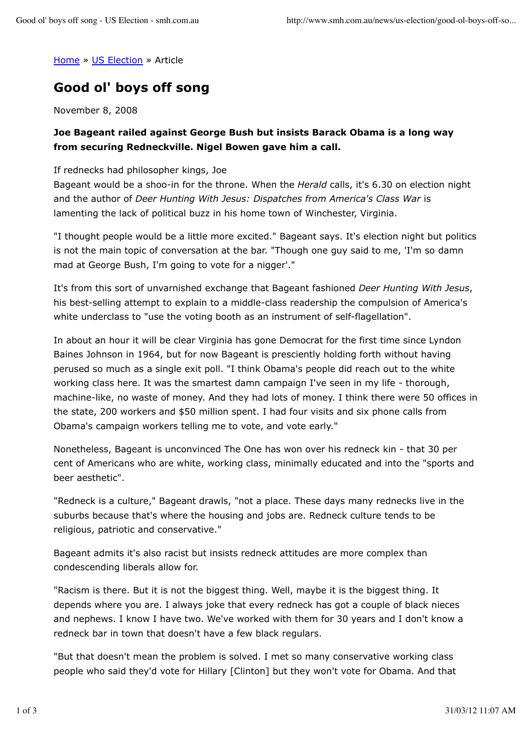Home » US Election » Article

# Good ol' boys off song

November 8, 2008

**Joe Bageant railed against George Bush but insists Barack Obama is a long way from securing Redneckville. Nigel Bowen gave him a call.**

If rednecks had philosopher kings, Joe Bageant would be a shoo-in for the throne. When the *Herald* calls, it's 6.30 on election night and the author of *Deer Hunting With Jesus: Dispatches from America's Class War* is lamenting the lack of political buzz in his home town of Winchester, Virginia.

"I thought people would be a little more excited." Bageant says. It's election night but politics is not the main topic of conversation at the bar. "Though one guy said to me, 'I'm so damn mad at George Bush, I'm going to vote for a nigger'."

It's from this sort of unvarnished exchange that Bageant fashioned *Deer Hunting With Jesus*, his best-selling attempt to explain to a middle-class readership the compulsion of America's white underclass to "use the voting booth as an instrument of self-flagellation".

In about an hour it will be clear Virginia has gone Democrat for the first time since Lyndon Baines Johnson in 1964, but for now Bageant is presciently holding forth without having perused so much as a single exit poll. "I think Obama's people did reach out to the white working class here. It was the smartest damn campaign I've seen in my life - thorough, machine-like, no waste of money. And they had lots of money. I think there were 50 offices in the state, 200 workers and $50 million spent. I had four visits and six phone calls from Obama's campaign workers telling me to vote, and vote early."

Nonetheless, Bageant is unconvinced The One has won over his redneck kin - that 30 per cent of Americans who are white, working class, minimally educated and into the "sports and beer aesthetic".

"Redneck is a culture," Bageant drawls, "not a place. These days many rednecks live in the suburbs because that's where the housing and jobs are. Redneck culture tends to be religious, patriotic and conservative."

Bageant admits it's also racist but insists redneck attitudes are more complex than condescending liberals allow for.

"Racism is there. But it is not the biggest thing. Well, maybe it is the biggest thing. It depends where you are. I always joke that every redneck has got a couple of black nieces and nephews. I know I have two. We've worked with them for 30 years and I don't know a redneck bar in town that doesn't have a few black regulars.

"But that doesn't mean the problem is solved. I met so many conservative working class people who said they'd vote for Hillary [Clinton] but they won't vote for Obama. And that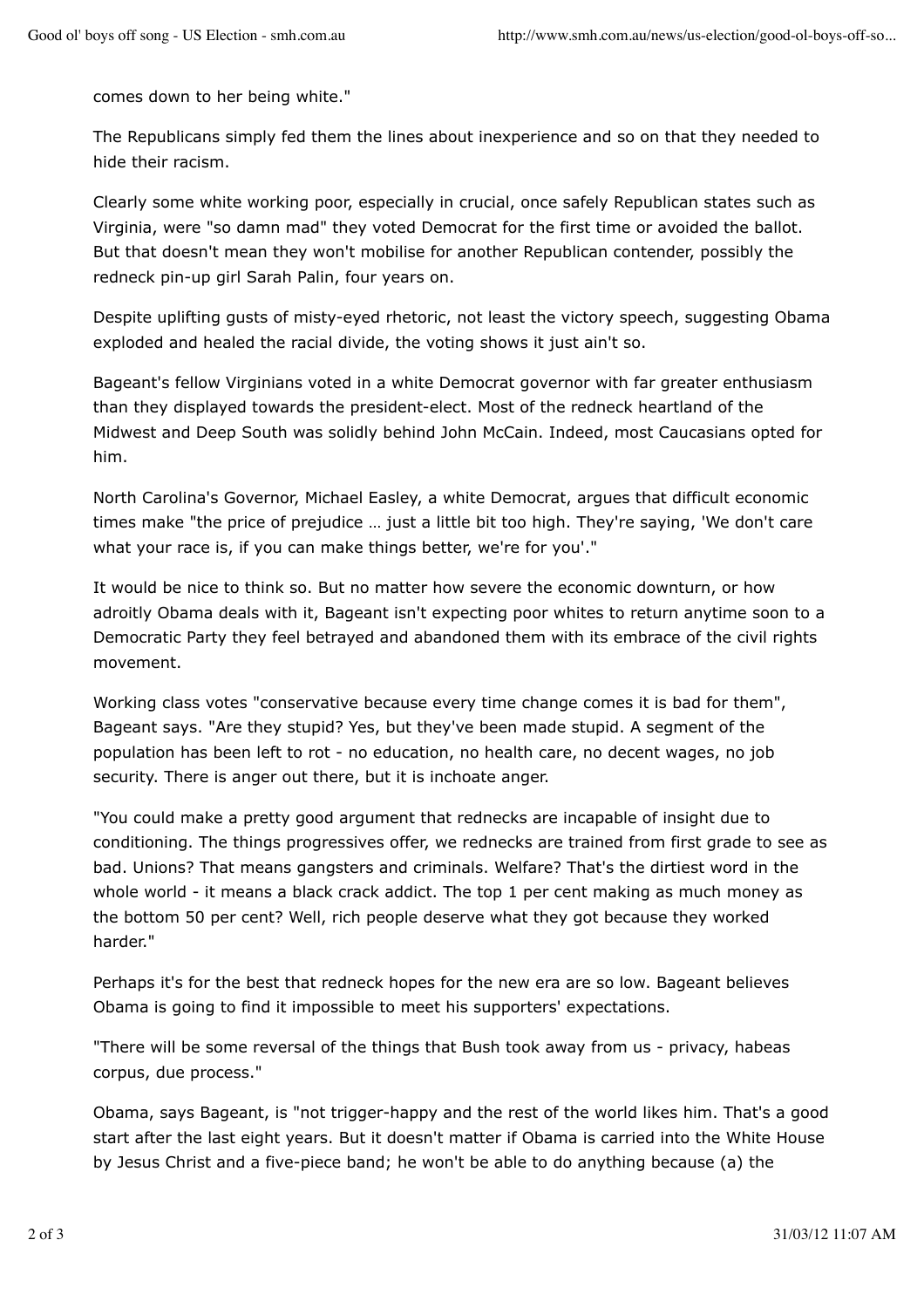comes down to her being white."

The Republicans simply fed them the lines about inexperience and so on that they needed to hide their racism.

Clearly some white working poor, especially in crucial, once safely Republican states such as Virginia, were "so damn mad" they voted Democrat for the first time or avoided the ballot. But that doesn't mean they won't mobilise for another Republican contender, possibly the redneck pin-up girl Sarah Palin, four years on.

Despite uplifting gusts of misty-eyed rhetoric, not least the victory speech, suggesting Obama exploded and healed the racial divide, the voting shows it just ain't so.

Bageant's fellow Virginians voted in a white Democrat governor with far greater enthusiasm than they displayed towards the president-elect. Most of the redneck heartland of the Midwest and Deep South was solidly behind John McCain. Indeed, most Caucasians opted for him.

North Carolina's Governor, Michael Easley, a white Democrat, argues that difficult economic times make "the price of prejudice … just a little bit too high. They're saying, 'We don't care what your race is, if you can make things better, we're for you'."

It would be nice to think so. But no matter how severe the economic downturn, or how adroitly Obama deals with it, Bageant isn't expecting poor whites to return anytime soon to a Democratic Party they feel betrayed and abandoned them with its embrace of the civil rights movement.

Working class votes "conservative because every time change comes it is bad for them", Bageant says. "Are they stupid? Yes, but they've been made stupid. A segment of the population has been left to rot - no education, no health care, no decent wages, no job security. There is anger out there, but it is inchoate anger.

"You could make a pretty good argument that rednecks are incapable of insight due to conditioning. The things progressives offer, we rednecks are trained from first grade to see as bad. Unions? That means gangsters and criminals. Welfare? That's the dirtiest word in the whole world - it means a black crack addict. The top 1 per cent making as much money as the bottom 50 per cent? Well, rich people deserve what they got because they worked harder."

Perhaps it's for the best that redneck hopes for the new era are so low. Bageant believes Obama is going to find it impossible to meet his supporters' expectations.

"There will be some reversal of the things that Bush took away from us - privacy, habeas corpus, due process."

Obama, says Bageant, is "not trigger-happy and the rest of the world likes him. That's a good start after the last eight years. But it doesn't matter if Obama is carried into the White House by Jesus Christ and a five-piece band; he won't be able to do anything because (a) the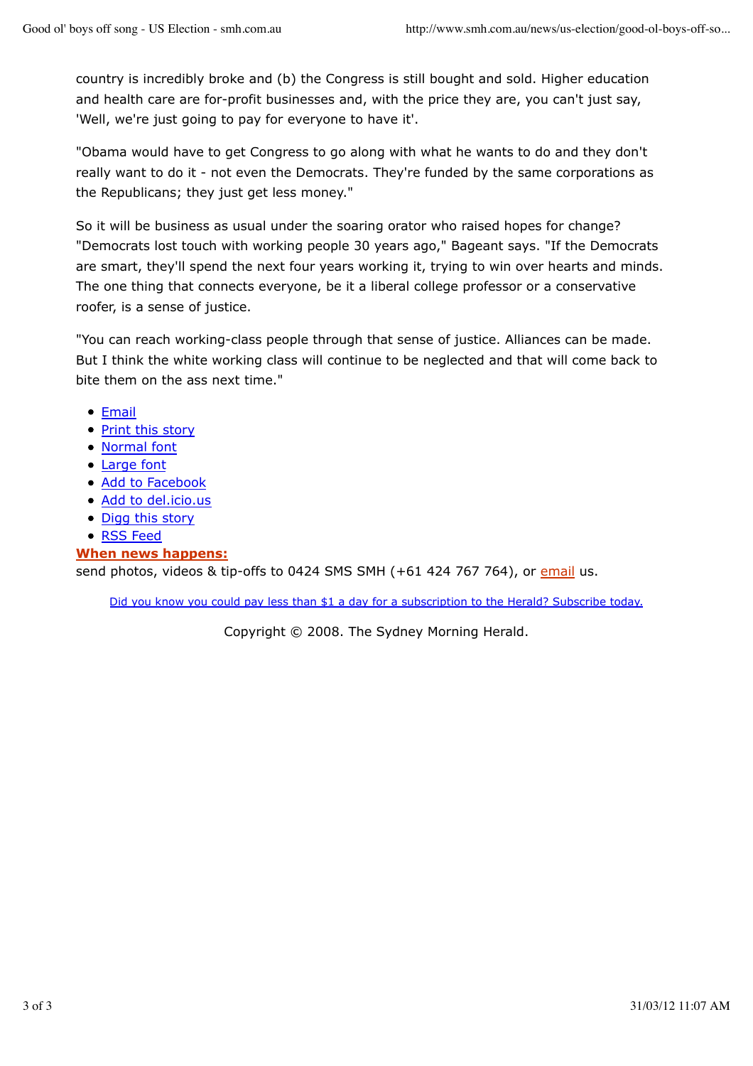country is incredibly broke and (b) the Congress is still bought and sold. Higher education and health care are for-profit businesses and, with the price they are, you can't just say, 'Well, we're just going to pay for everyone to have it'.

"Obama would have to get Congress to go along with what he wants to do and they don't really want to do it - not even the Democrats. They're funded by the same corporations as the Republicans; they just get less money."

So it will be business as usual under the soaring orator who raised hopes for change? "Democrats lost touch with working people 30 years ago," Bageant says. "If the Democrats are smart, they'll spend the next four years working it, trying to win over hearts and minds. The one thing that connects everyone, be it a liberal college professor or a conservative roofer, is a sense of justice.

"You can reach working-class people through that sense of justice. Alliances can be made. But I think the white working class will continue to be neglected and that will come back to bite them on the ass next time."

- Email
- Print this story
- Normal font
- Large font
- Add to Facebook
- Add to del.icio.us
- Digg this story
- RSS Feed

**When news happens:**
send photos, videos & tip-offs to 0424 SMS SMH (+61 424 767 764), or email us.

Did you know you could pay less than $1 a day for a subscription to the Herald? Subscribe today.

Copyright © 2008. The Sydney Morning Herald.